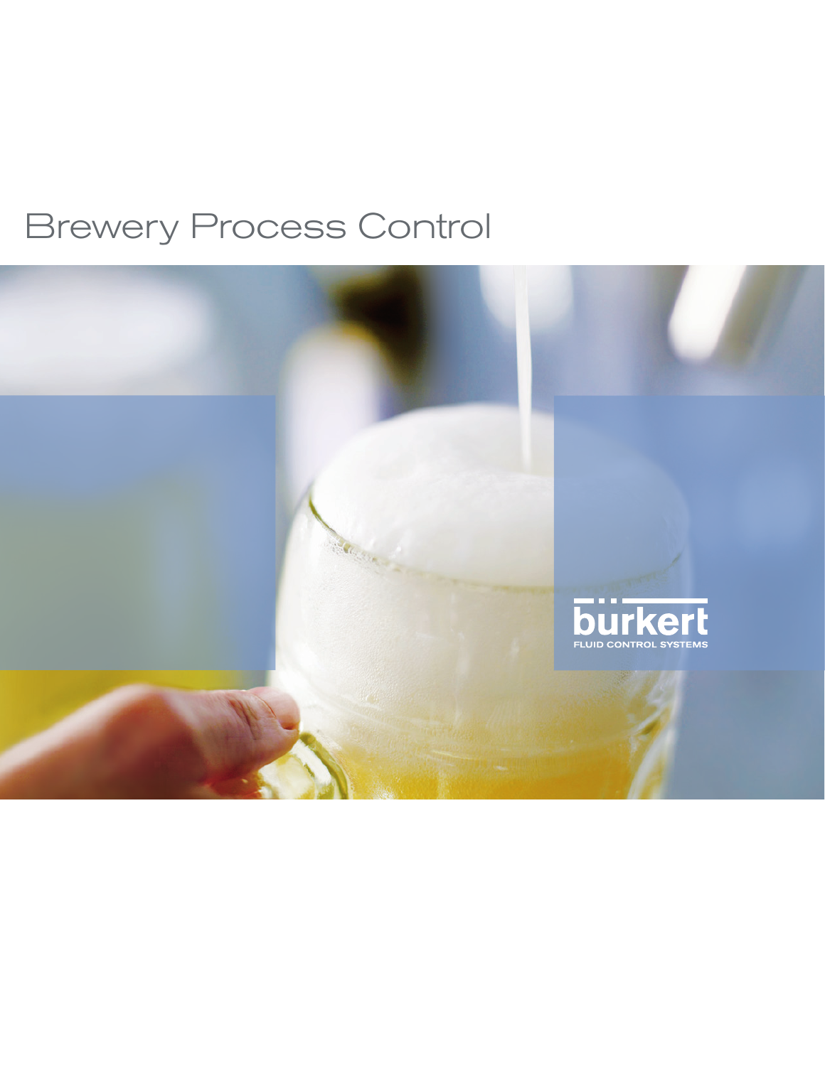# Brewery Process Control

bürkert
FLUID CONTROL SYSTEMS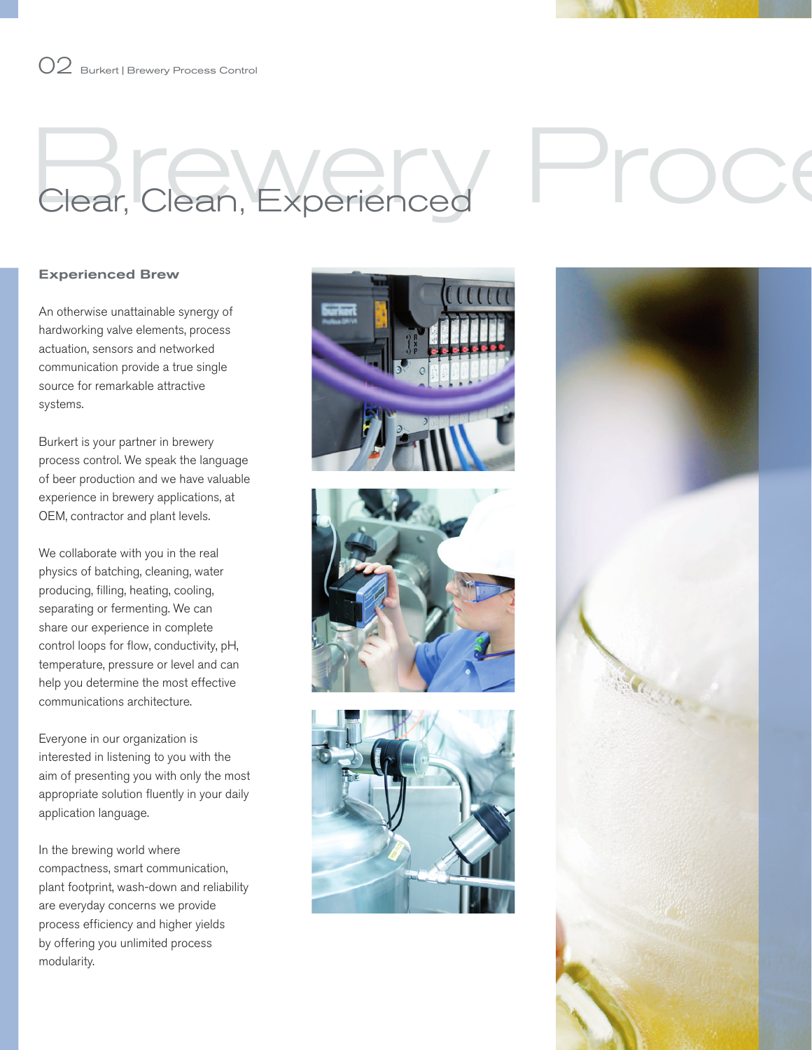# Clear, Clean, Experienced

## Experienced Brew

An otherwise unattainable synergy of hardworking valve elements, process actuation, sensors and networked communication provide a true single source for remarkable attractive systems.

Burkert is your partner in brewery process control. We speak the language of beer production and we have valuable experience in brewery applications, at OEM, contractor and plant levels.

We collaborate with you in the real physics of batching, cleaning, water producing, filling, heating, cooling, separating or fermenting. We can share our experience in complete control loops for flow, conductivity, pH, temperature, pressure or level and can help you determine the most effective communications architecture.

Everyone in our organization is interested in listening to you with the aim of presenting you with only the most appropriate solution fluently in your daily application language.

In the brewing world where compactness, smart communication, plant footprint, wash-down and reliability are everyday concerns we provide process efficiency and higher yields by offering you unlimited process modularity.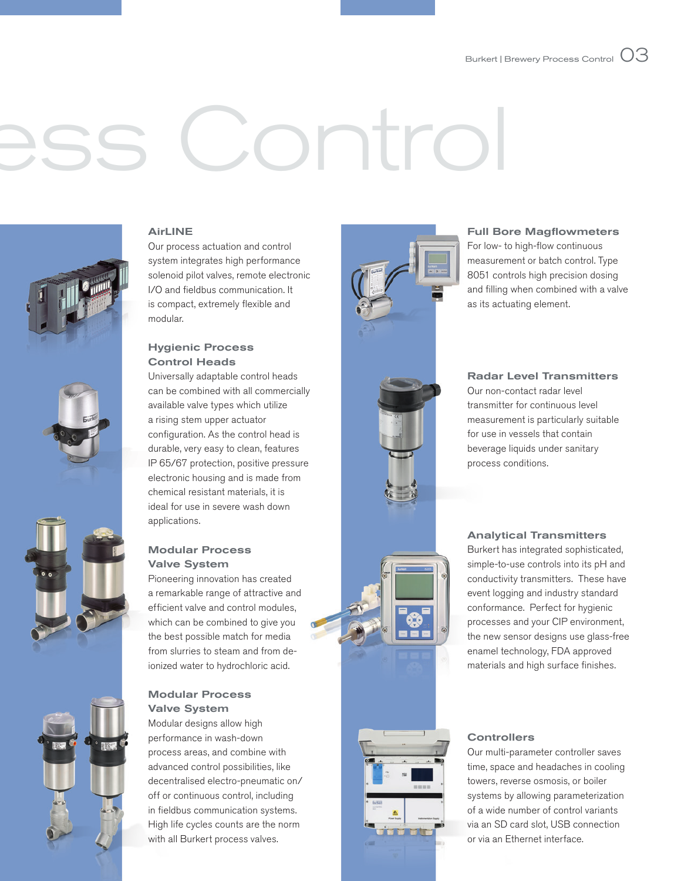# ess Control

## AirLINE

Our process actuation and control system integrates high performance solenoid pilot valves, remote electronic I/O and fieldbus communication. It is compact, extremely flexible and modular.

## Hygienic Process Control Heads

Universally adaptable control heads can be combined with all commercially available valve types which utilize a rising stem upper actuator configuration. As the control head is durable, very easy to clean, features IP 65/67 protection, positive pressure electronic housing and is made from chemical resistant materials, it is ideal for use in severe wash down applications.

## Modular Process Valve System

Pioneering innovation has created a remarkable range of attractive and efficient valve and control modules, which can be combined to give you the best possible match for media from slurries to steam and from de-ionized water to hydrochloric acid.

## Modular Process Valve System

Modular designs allow high performance in wash-down process areas, and combine with advanced control possibilities, like decentralised electro-pneumatic on/off or continuous control, including in fieldbus communication systems. High life cycles counts are the norm with all Burkert process valves.

## Full Bore Magflowmeters

For low- to high-flow continuous measurement or batch control. Type 8051 controls high precision dosing and filling when combined with a valve as its actuating element.

## Radar Level Transmitters

Our non-contact radar level transmitter for continuous level measurement is particularly suitable for use in vessels that contain beverage liquids under sanitary process conditions.

## Analytical Transmitters

Burkert has integrated sophisticated, simple-to-use controls into its pH and conductivity transmitters. These have event logging and industry standard conformance. Perfect for hygienic processes and your CIP environment, the new sensor designs use glass-free enamel technology, FDA approved materials and high surface finishes.

## Controllers

Our multi-parameter controller saves time, space and headaches in cooling towers, reverse osmosis, or boiler systems by allowing parameterization of a wide number of control variants via an SD card slot, USB connection or via an Ethernet interface.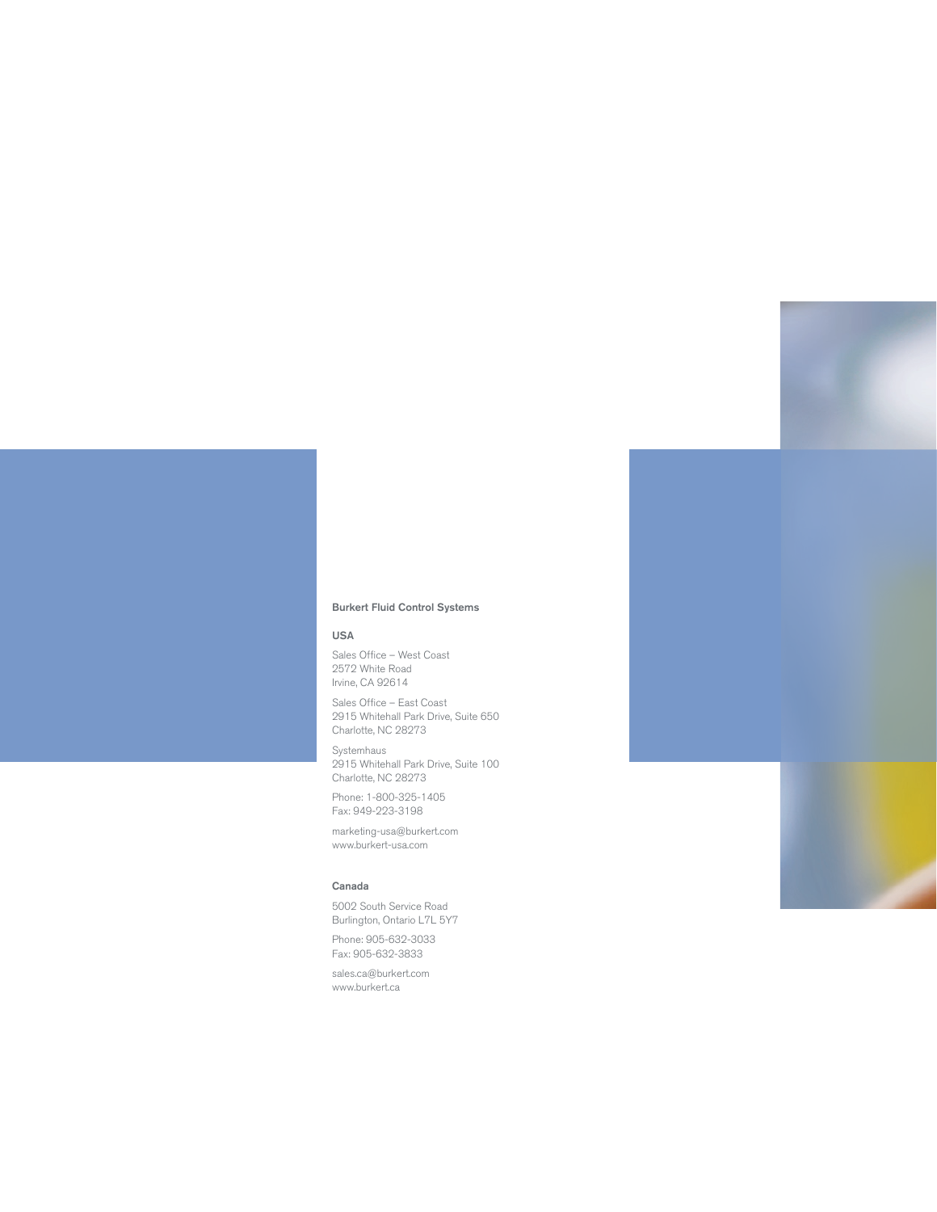**Burkert Fluid Control Systems**

**USA**

Sales Office – West Coast
2572 White Road
Irvine, CA 92614

Sales Office – East Coast
2915 Whitehall Park Drive, Suite 650
Charlotte, NC 28273

Systemhaus
2915 Whitehall Park Drive, Suite 100
Charlotte, NC 28273

Phone: 1-800-325-1405
Fax: 949-223-3198

marketing-usa@burkert.com
www.burkert-usa.com

**Canada**

5002 South Service Road
Burlington, Ontario L7L 5Y7

Phone: 905-632-3033
Fax: 905-632-3833

sales.ca@burkert.com
www.burkert.ca